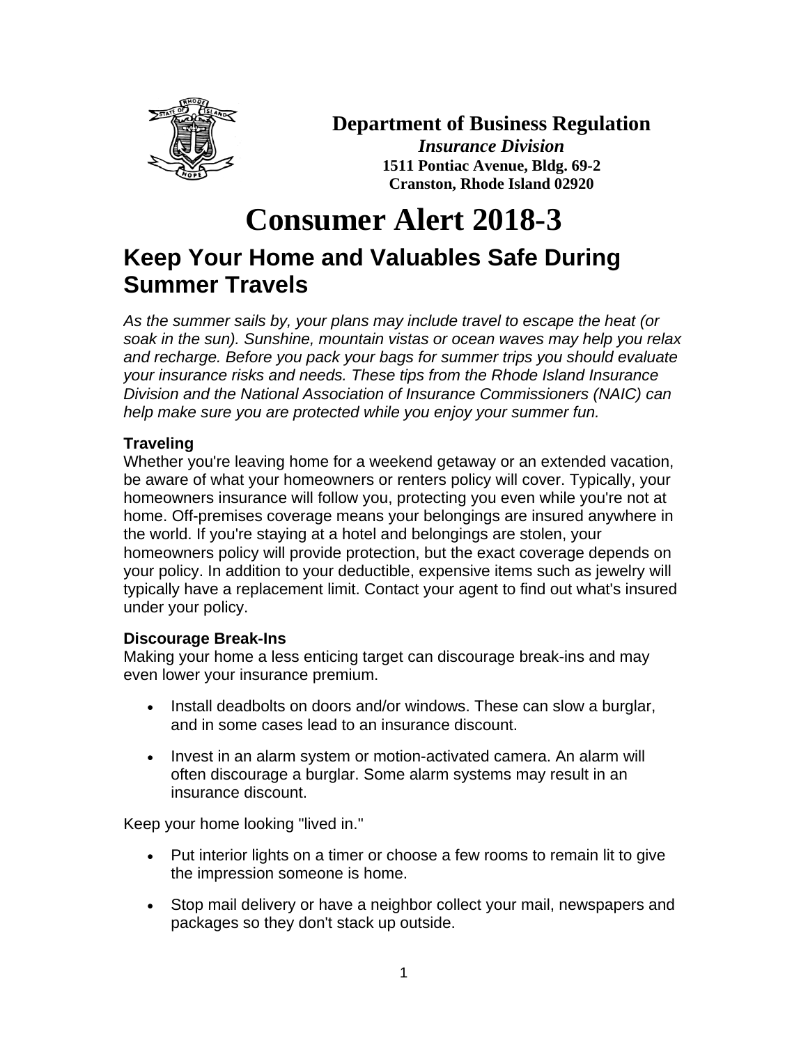**Department of Business Regulation**

***Insurance Division***

**1511 Pontiac Avenue, Bldg. 69-2**

**Cranston, Rhode Island 02920**

# Consumer Alert 2018-3

## Keep Your Home and Valuables Safe During Summer Travels

*As the summer sails by, your plans may include travel to escape the heat (or soak in the sun). Sunshine, mountain vistas or ocean waves may help you relax and recharge. Before you pack your bags for summer trips you should evaluate your insurance risks and needs. These tips from the Rhode Island Insurance Division and the National Association of Insurance Commissioners (NAIC) can help make sure you are protected while you enjoy your summer fun.*

### Traveling

Whether you're leaving home for a weekend getaway or an extended vacation, be aware of what your homeowners or renters policy will cover. Typically, your homeowners insurance will follow you, protecting you even while you're not at home. Off-premises coverage means your belongings are insured anywhere in the world. If you're staying at a hotel and belongings are stolen, your homeowners policy will provide protection, but the exact coverage depends on your policy. In addition to your deductible, expensive items such as jewelry will typically have a replacement limit. Contact your agent to find out what's insured under your policy.

### Discourage Break-Ins

Making your home a less enticing target can discourage break-ins and may even lower your insurance premium.

- Install deadbolts on doors and/or windows. These can slow a burglar, and in some cases lead to an insurance discount.
- Invest in an alarm system or motion-activated camera. An alarm will often discourage a burglar. Some alarm systems may result in an insurance discount.

Keep your home looking "lived in."

- Put interior lights on a timer or choose a few rooms to remain lit to give the impression someone is home.
- Stop mail delivery or have a neighbor collect your mail, newspapers and packages so they don't stack up outside.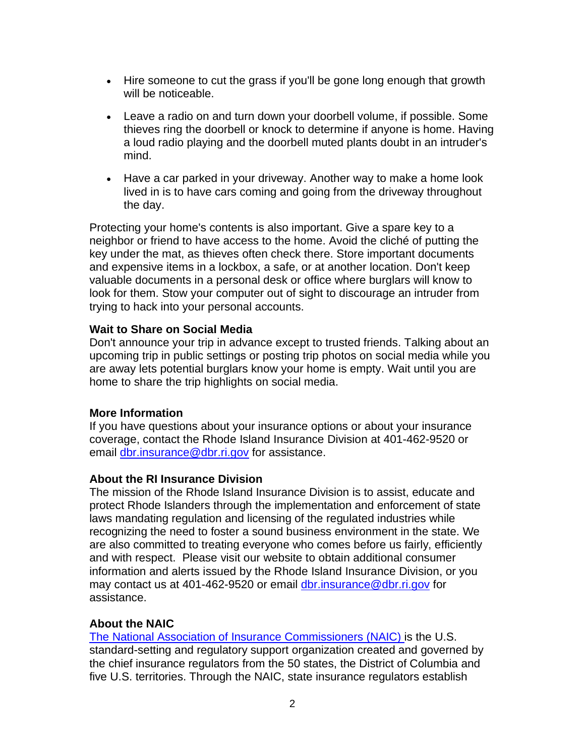- Hire someone to cut the grass if you'll be gone long enough that growth will be noticeable.
- Leave a radio on and turn down your doorbell volume, if possible. Some thieves ring the doorbell or knock to determine if anyone is home. Having a loud radio playing and the doorbell muted plants doubt in an intruder's mind.
- Have a car parked in your driveway. Another way to make a home look lived in is to have cars coming and going from the driveway throughout the day.

Protecting your home's contents is also important. Give a spare key to a neighbor or friend to have access to the home. Avoid the cliché of putting the key under the mat, as thieves often check there. Store important documents and expensive items in a lockbox, a safe, or at another location. Don't keep valuable documents in a personal desk or office where burglars will know to look for them. Stow your computer out of sight to discourage an intruder from trying to hack into your personal accounts.

**Wait to Share on Social Media**
Don't announce your trip in advance except to trusted friends. Talking about an upcoming trip in public settings or posting trip photos on social media while you are away lets potential burglars know your home is empty. Wait until you are home to share the trip highlights on social media.

**More Information**
If you have questions about your insurance options or about your insurance coverage, contact the Rhode Island Insurance Division at 401-462-9520 or email [dbr.insurance@dbr.ri.gov](mailto:dbr.insurance@dbr.ri.gov) for assistance.

**About the RI Insurance Division**
The mission of the Rhode Island Insurance Division is to assist, educate and protect Rhode Islanders through the implementation and enforcement of state laws mandating regulation and licensing of the regulated industries while recognizing the need to foster a sound business environment in the state. We are also committed to treating everyone who comes before us fairly, efficiently and with respect. Please visit our website to obtain additional consumer information and alerts issued by the Rhode Island Insurance Division, or you may contact us at 401-462-9520 or email [dbr.insurance@dbr.ri.gov](mailto:dbr.insurance@dbr.ri.gov) for assistance.

**About the NAIC**
[The National Association of Insurance Commissioners (NAIC)](#) is the U.S. standard-setting and regulatory support organization created and governed by the chief insurance regulators from the 50 states, the District of Columbia and five U.S. territories. Through the NAIC, state insurance regulators establish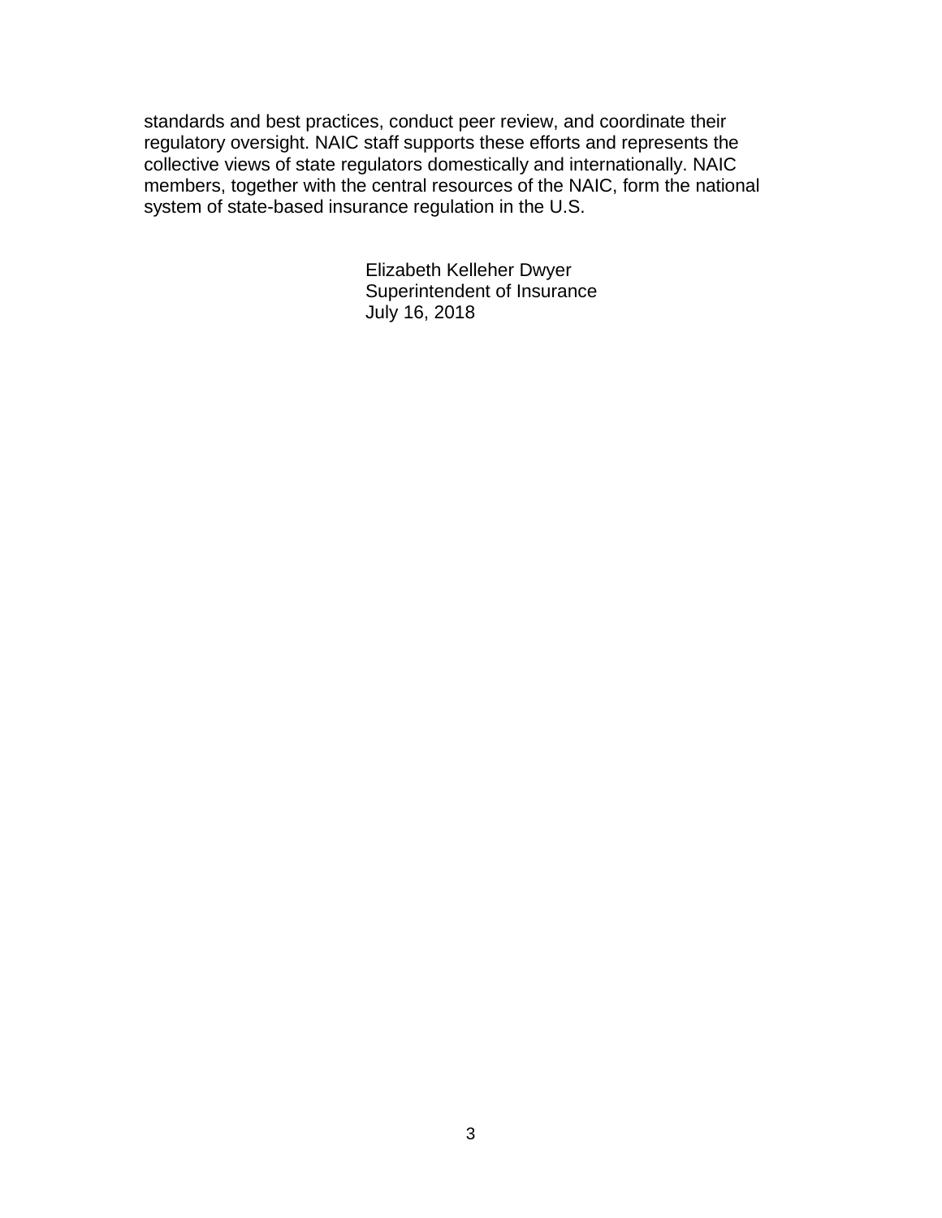standards and best practices, conduct peer review, and coordinate their regulatory oversight. NAIC staff supports these efforts and represents the collective views of state regulators domestically and internationally. NAIC members, together with the central resources of the NAIC, form the national system of state-based insurance regulation in the U.S.

Elizabeth Kelleher Dwyer
Superintendent of Insurance
July 16, 2018